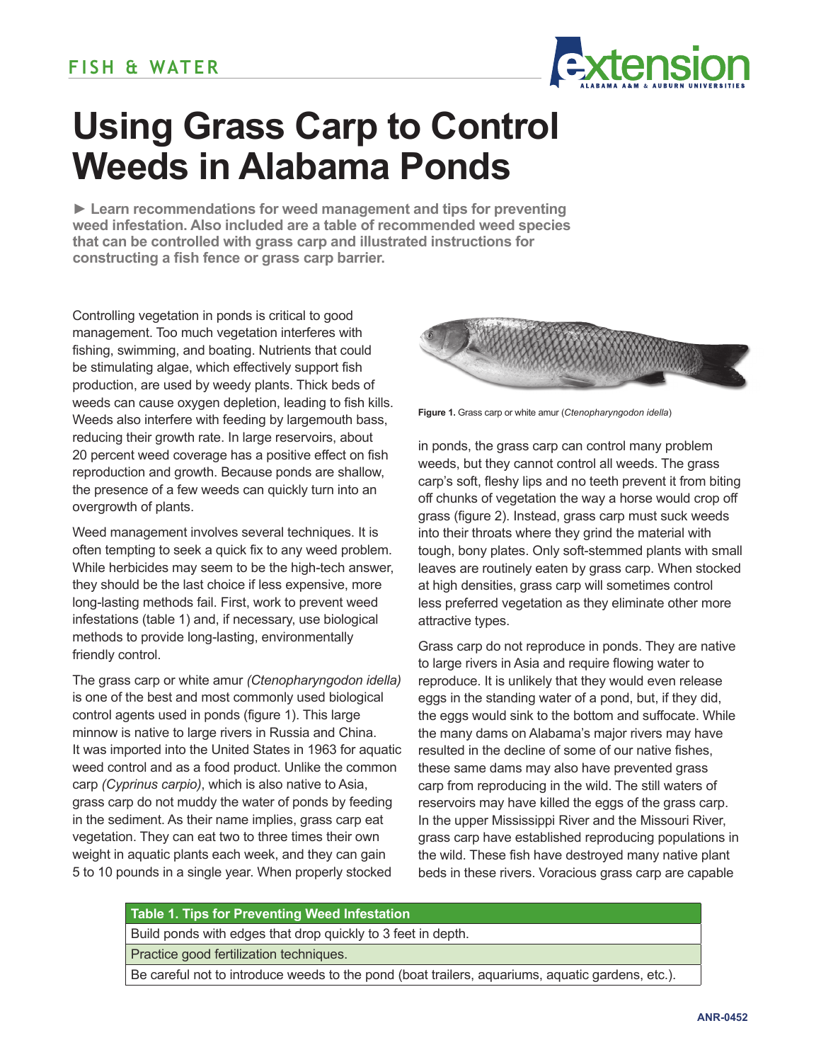FISH & WATER

# Using Grass Carp to Control Weeds in Alabama Ponds

► **Learn recommendations for weed management and tips for preventing weed infestation. Also included are a table of recommended weed species that can be controlled with grass carp and illustrated instructions for constructing a fish fence or grass carp barrier.**

Controlling vegetation in ponds is critical to good management. Too much vegetation interferes with fishing, swimming, and boating. Nutrients that could be stimulating algae, which effectively support fish production, are used by weedy plants. Thick beds of weeds can cause oxygen depletion, leading to fish kills. Weeds also interfere with feeding by largemouth bass, reducing their growth rate. In large reservoirs, about 20 percent weed coverage has a positive effect on fish reproduction and growth. Because ponds are shallow, the presence of a few weeds can quickly turn into an overgrowth of plants.

Weed management involves several techniques. It is often tempting to seek a quick fix to any weed problem. While herbicides may seem to be the high-tech answer, they should be the last choice if less expensive, more long-lasting methods fail. First, work to prevent weed infestations (table 1) and, if necessary, use biological methods to provide long-lasting, environmentally friendly control.

The grass carp or white amur *(Ctenopharyngodon idella)* is one of the best and most commonly used biological control agents used in ponds (figure 1). This large minnow is native to large rivers in Russia and China. It was imported into the United States in 1963 for aquatic weed control and as a food product. Unlike the common carp *(Cyprinus carpio)*, which is also native to Asia, grass carp do not muddy the water of ponds by feeding in the sediment. As their name implies, grass carp eat vegetation. They can eat two to three times their own weight in aquatic plants each week, and they can gain 5 to 10 pounds in a single year. When properly stocked in ponds, the grass carp can control many problem weeds, but they cannot control all weeds. The grass carp's soft, fleshy lips and no teeth prevent it from biting off chunks of vegetation the way a horse would crop off grass (figure 2). Instead, grass carp must suck weeds into their throats where they grind the material with tough, bony plates. Only soft-stemmed plants with small leaves are routinely eaten by grass carp. When stocked at high densities, grass carp will sometimes control less preferred vegetation as they eliminate other more attractive types.

**Figure 1.** Grass carp or white amur (*Ctenopharyngodon idella*)

Grass carp do not reproduce in ponds. They are native to large rivers in Asia and require flowing water to reproduce. It is unlikely that they would even release eggs in the standing water of a pond, but, if they did, the eggs would sink to the bottom and suffocate. While the many dams on Alabama's major rivers may have resulted in the decline of some of our native fishes, these same dams may also have prevented grass carp from reproducing in the wild. The still waters of reservoirs may have killed the eggs of the grass carp. In the upper Mississippi River and the Missouri River, grass carp have established reproducing populations in the wild. These fish have destroyed many native plant beds in these rivers. Voracious grass carp are capable

| Table 1. Tips for Preventing Weed Infestation |
| --- |
| Build ponds with edges that drop quickly to 3 feet in depth. |
| Practice good fertilization techniques. |
| Be careful not to introduce weeds to the pond (boat trailers, aquariums, aquatic gardens, etc.). |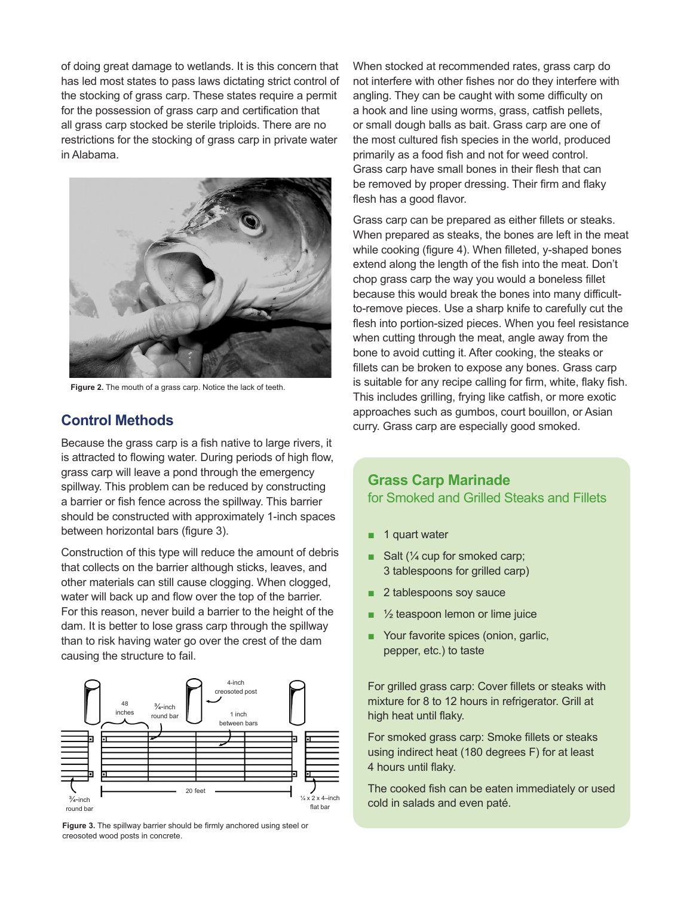of doing great damage to wetlands. It is this concern that has led most states to pass laws dictating strict control of the stocking of grass carp. These states require a permit for the possession of grass carp and certification that all grass carp stocked be sterile triploids. There are no restrictions for the stocking of grass carp in private water in Alabama.

**Figure 2.** The mouth of a grass carp. Notice the lack of teeth.

## Control Methods

Because the grass carp is a fish native to large rivers, it is attracted to flowing water. During periods of high flow, grass carp will leave a pond through the emergency spillway. This problem can be reduced by constructing a barrier or fish fence across the spillway. This barrier should be constructed with approximately 1-inch spaces between horizontal bars (figure 3).

Construction of this type will reduce the amount of debris that collects on the barrier although sticks, leaves, and other materials can still cause clogging. When clogged, water will back up and flow over the top of the barrier. For this reason, never build a barrier to the height of the dam. It is better to lose grass carp through the spillway than to risk having water go over the crest of the dam causing the structure to fail.

**Figure 3.** The spillway barrier should be firmly anchored using steel or creosoted wood posts in concrete.

When stocked at recommended rates, grass carp do not interfere with other fishes nor do they interfere with angling. They can be caught with some difficulty on a hook and line using worms, grass, catfish pellets, or small dough balls as bait. Grass carp are one of the most cultured fish species in the world, produced primarily as a food fish and not for weed control. Grass carp have small bones in their flesh that can be removed by proper dressing. Their firm and flaky flesh has a good flavor.

Grass carp can be prepared as either fillets or steaks. When prepared as steaks, the bones are left in the meat while cooking (figure 4). When filleted, y-shaped bones extend along the length of the fish into the meat. Don't chop grass carp the way you would a boneless fillet because this would break the bones into many difficult-to-remove pieces. Use a sharp knife to carefully cut the flesh into portion-sized pieces. When you feel resistance when cutting through the meat, angle away from the bone to avoid cutting it. After cooking, the steaks or fillets can be broken to expose any bones. Grass carp is suitable for any recipe calling for firm, white, flaky fish. This includes grilling, frying like catfish, or more exotic approaches such as gumbos, court bouillon, or Asian curry. Grass carp are especially good smoked.

### Grass Carp Marinade
for Smoked and Grilled Steaks and Fillets

- 1 quart water
- Salt (¼ cup for smoked carp; 3 tablespoons for grilled carp)
- 2 tablespoons soy sauce
- ½ teaspoon lemon or lime juice
- Your favorite spices (onion, garlic, pepper, etc.) to taste

For grilled grass carp: Cover fillets or steaks with mixture for 8 to 12 hours in refrigerator. Grill at high heat until flaky.

For smoked grass carp: Smoke fillets or steaks using indirect heat (180 degrees F) for at least 4 hours until flaky.

The cooked fish can be eaten immediately or used cold in salads and even paté.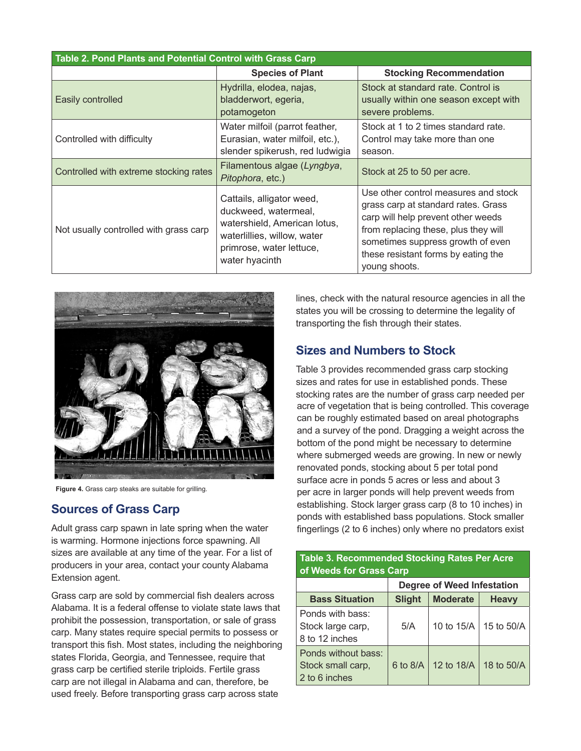**Table 2. Pond Plants and Potential Control with Grass Carp**

| | Species of Plant | Stocking Recommendation |
|---|---|---|
| Easily controlled | Hydrilla, elodea, najas, bladderwort, egeria, potamogeton | Stock at standard rate. Control is usually within one season except with severe problems. |
| Controlled with difficulty | Water milfoil (parrot feather, Eurasian, water milfoil, etc.), slender spikerush, red ludwigia | Stock at 1 to 2 times standard rate. Control may take more than one season. |
| Controlled with extreme stocking rates | Filamentous algae (*Lyngbya*, *Pitophora*, etc.) | Stock at 25 to 50 per acre. |
| Not usually controlled with grass carp | Cattails, alligator weed, duckweed, watermeal, watershield, American lotus, waterlillies, willow, water primrose, water lettuce, water hyacinth | Use other control measures and stock grass carp at standard rates. Grass carp will help prevent other weeds from replacing these, plus they will sometimes suppress growth of even these resistant forms by eating the young shoots. |

**Figure 4.** Grass carp steaks are suitable for grilling.

## Sources of Grass Carp

Adult grass carp spawn in late spring when the water is warming. Hormone injections force spawning. All sizes are available at any time of the year. For a list of producers in your area, contact your county Alabama Extension agent.

Grass carp are sold by commercial fish dealers across Alabama. It is a federal offense to violate state laws that prohibit the possession, transportation, or sale of grass carp. Many states require special permits to possess or transport this fish. Most states, including the neighboring states Florida, Georgia, and Tennessee, require that grass carp be certified sterile triploids. Fertile grass carp are not illegal in Alabama and can, therefore, be used freely. Before transporting grass carp across state lines, check with the natural resource agencies in all the states you will be crossing to determine the legality of transporting the fish through their states.

## Sizes and Numbers to Stock

Table 3 provides recommended grass carp stocking sizes and rates for use in established ponds. These stocking rates are the number of grass carp needed per acre of vegetation that is being controlled. This coverage can be roughly estimated based on areal photographs and a survey of the pond. Dragging a weight across the bottom of the pond might be necessary to determine where submerged weeds are growing. In new or newly renovated ponds, stocking about 5 per total pond surface acre in ponds 5 acres or less and about 3 per acre in larger ponds will help prevent weeds from establishing. Stock larger grass carp (8 to 10 inches) in ponds with established bass populations. Stock smaller fingerlings (2 to 6 inches) only where no predators exist

**Table 3. Recommended Stocking Rates Per Acre of Weeds for Grass Carp**

| | Degree of Weed Infestation | | |
|---|---|---|---|
| **Bass Situation** | **Slight** | **Moderate** | **Heavy** |
| Ponds with bass: Stock large carp, 8 to 12 inches | 5/A | 10 to 15/A | 15 to 50/A |
| Ponds without bass: Stock small carp, 2 to 6 inches | 6 to 8/A | 12 to 18/A | 18 to 50/A |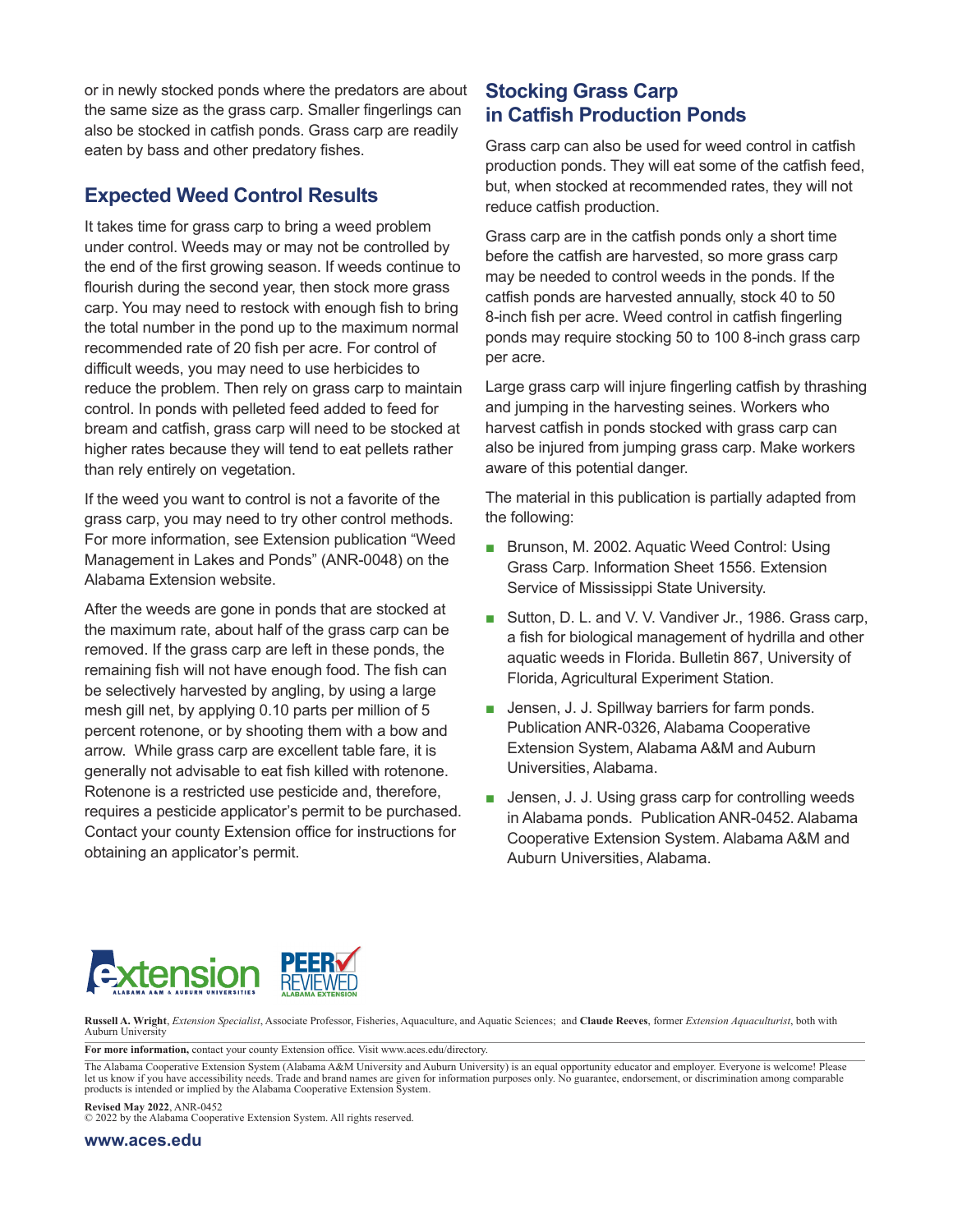or in newly stocked ponds where the predators are about the same size as the grass carp. Smaller fingerlings can also be stocked in catfish ponds. Grass carp are readily eaten by bass and other predatory fishes.

## Expected Weed Control Results

It takes time for grass carp to bring a weed problem under control. Weeds may or may not be controlled by the end of the first growing season. If weeds continue to flourish during the second year, then stock more grass carp. You may need to restock with enough fish to bring the total number in the pond up to the maximum normal recommended rate of 20 fish per acre. For control of difficult weeds, you may need to use herbicides to reduce the problem. Then rely on grass carp to maintain control. In ponds with pelleted feed added to feed for bream and catfish, grass carp will need to be stocked at higher rates because they will tend to eat pellets rather than rely entirely on vegetation.

If the weed you want to control is not a favorite of the grass carp, you may need to try other control methods. For more information, see Extension publication "Weed Management in Lakes and Ponds" (ANR-0048) on the Alabama Extension website.

After the weeds are gone in ponds that are stocked at the maximum rate, about half of the grass carp can be removed. If the grass carp are left in these ponds, the remaining fish will not have enough food. The fish can be selectively harvested by angling, by using a large mesh gill net, by applying 0.10 parts per million of 5 percent rotenone, or by shooting them with a bow and arrow. While grass carp are excellent table fare, it is generally not advisable to eat fish killed with rotenone. Rotenone is a restricted use pesticide and, therefore, requires a pesticide applicator's permit to be purchased. Contact your county Extension office for instructions for obtaining an applicator's permit.

## Stocking Grass Carp in Catfish Production Ponds

Grass carp can also be used for weed control in catfish production ponds. They will eat some of the catfish feed, but, when stocked at recommended rates, they will not reduce catfish production.

Grass carp are in the catfish ponds only a short time before the catfish are harvested, so more grass carp may be needed to control weeds in the ponds. If the catfish ponds are harvested annually, stock 40 to 50 8-inch fish per acre. Weed control in catfish fingerling ponds may require stocking 50 to 100 8-inch grass carp per acre.

Large grass carp will injure fingerling catfish by thrashing and jumping in the harvesting seines. Workers who harvest catfish in ponds stocked with grass carp can also be injured from jumping grass carp. Make workers aware of this potential danger.

The material in this publication is partially adapted from the following:

- Brunson, M. 2002. Aquatic Weed Control: Using Grass Carp. Information Sheet 1556. Extension Service of Mississippi State University.
- Sutton, D. L. and V. V. Vandiver Jr., 1986. Grass carp, a fish for biological management of hydrilla and other aquatic weeds in Florida. Bulletin 867, University of Florida, Agricultural Experiment Station.
- Jensen, J. J. Spillway barriers for farm ponds. Publication ANR-0326, Alabama Cooperative Extension System, Alabama A&M and Auburn Universities, Alabama.
- Jensen, J. J. Using grass carp for controlling weeds in Alabama ponds. Publication ANR-0452. Alabama Cooperative Extension System. Alabama A&M and Auburn Universities, Alabama.

extension — Alabama A&M & Auburn Universities | PEER REVIEWED — Alabama Extension

**Russell A. Wright**, *Extension Specialist*, Associate Professor, Fisheries, Aquaculture, and Aquatic Sciences; and **Claude Reeves**, former *Extension Aquaculturist*, both with Auburn University

**For more information,** contact your county Extension office. Visit www.aces.edu/directory.

The Alabama Cooperative Extension System (Alabama A&M University and Auburn University) is an equal opportunity educator and employer. Everyone is welcome! Please let us know if you have accessibility needs. Trade and brand names are given for information purposes only. No guarantee, endorsement, or discrimination among comparable products is intended or implied by the Alabama Cooperative Extension System.

**Revised May 2022**, ANR-0452
© 2022 by the Alabama Cooperative Extension System. All rights reserved.

**www.aces.edu**